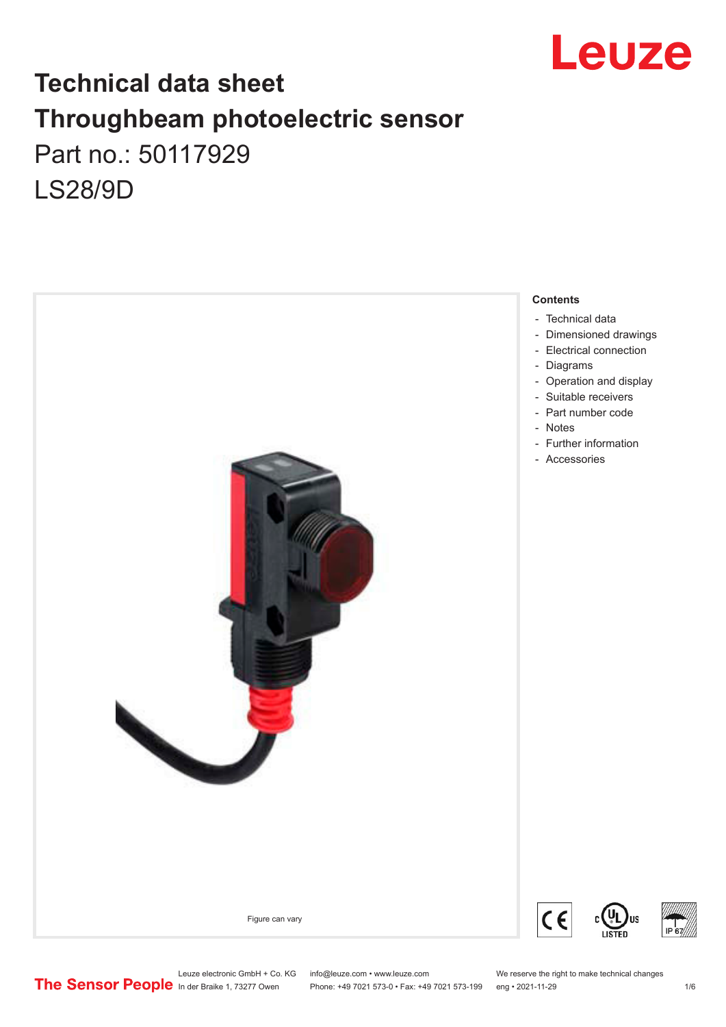# Technical data sheet
# Throughbeam photoelectric sensor

Part no.: 50117929

LS28/9D

Figure can vary

**Contents**

- Technical data
- Dimensioned drawings
- Electrical connection
- Diagrams
- Operation and display
- Suitable receivers
- Part number code
- Notes
- Further information
- Accessories

Leuze electronic GmbH + Co. KG
In der Braike 1, 73277 Owen

info@leuze.com • www.leuze.com
Phone: +49 7021 573-0 • Fax: +49 7021 573-199

We reserve the right to make technical changes
eng • 2021-11-29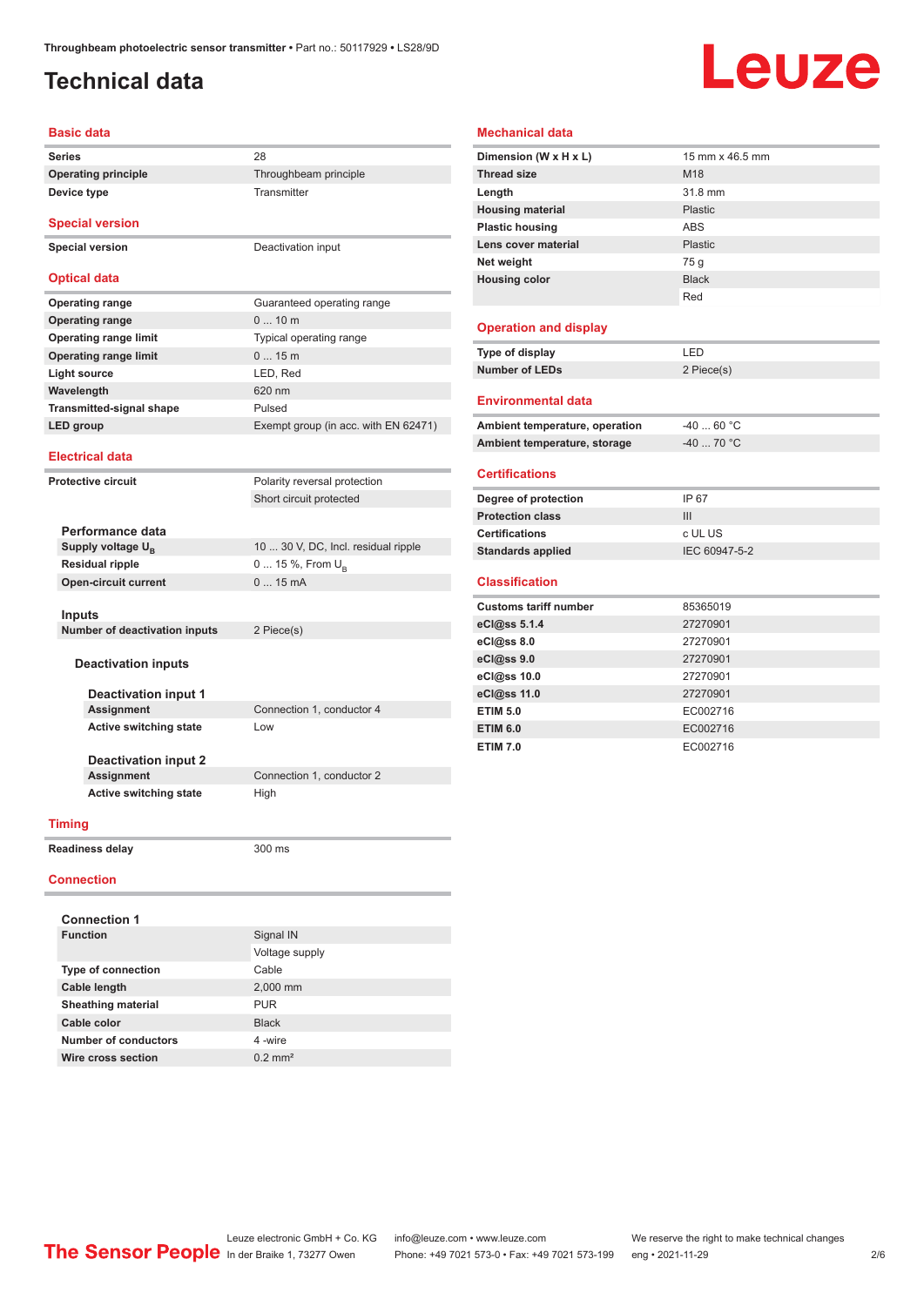# Technical data

## Basic data

| | |
|---|---|
| **Series** | 28 |
| **Operating principle** | Throughbeam principle |
| **Device type** | Transmitter |

## Special version

| | |
|---|---|
| **Special version** | Deactivation input |

## Optical data

| | |
|---|---|
| **Operating range** | Guaranteed operating range |
| **Operating range** | 0 ... 10 m |
| **Operating range limit** | Typical operating range |
| **Operating range limit** | 0 ... 15 m |
| **Light source** | LED, Red |
| **Wavelength** | 620 nm |
| **Transmitted-signal shape** | Pulsed |
| **LED group** | Exempt group (in acc. with EN 62471) |

## Electrical data

| | |
|---|---|
| **Protective circuit** | Polarity reversal protection |
| | Short circuit protected |

### Performance data

| | |
|---|---|
| **Supply voltage $U_B$** | 10 ... 30 V, DC, Incl. residual ripple |
| **Residual ripple** | 0 ... 15 %, From $U_B$ |
| **Open-circuit current** | 0 ... 15 mA |

### Inputs

| | |
|---|---|
| **Number of deactivation inputs** | 2 Piece(s) |

#### Deactivation inputs

##### Deactivation input 1

| | |
|---|---|
| **Assignment** | Connection 1, conductor 4 |
| **Active switching state** | Low |

##### Deactivation input 2

| | |
|---|---|
| **Assignment** | Connection 1, conductor 2 |
| **Active switching state** | High |

## Timing

| | |
|---|---|
| **Readiness delay** | 300 ms |

## Connection

### Connection 1

| | |
|---|---|
| **Function** | Signal IN |
| | Voltage supply |
| **Type of connection** | Cable |
| **Cable length** | 2,000 mm |
| **Sheathing material** | PUR |
| **Cable color** | Black |
| **Number of conductors** | 4 -wire |
| **Wire cross section** | 0.2 mm² |

## Mechanical data

| | |
|---|---|
| **Dimension (W x H x L)** | 15 mm x 46.5 mm |
| **Thread size** | M18 |
| **Length** | 31.8 mm |
| **Housing material** | Plastic |
| **Plastic housing** | ABS |
| **Lens cover material** | Plastic |
| **Net weight** | 75 g |
| **Housing color** | Black |
| | Red |

## Operation and display

| | |
|---|---|
| **Type of display** | LED |
| **Number of LEDs** | 2 Piece(s) |

## Environmental data

| | |
|---|---|
| **Ambient temperature, operation** | -40 ... 60 °C |
| **Ambient temperature, storage** | -40 ... 70 °C |

## Certifications

| | |
|---|---|
| **Degree of protection** | IP 67 |
| **Protection class** | III |
| **Certifications** | c UL US |
| **Standards applied** | IEC 60947-5-2 |

## Classification

| | |
|---|---|
| **Customs tariff number** | 85365019 |
| **eCl@ss 5.1.4** | 27270901 |
| **eCl@ss 8.0** | 27270901 |
| **eCl@ss 9.0** | 27270901 |
| **eCl@ss 10.0** | 27270901 |
| **eCl@ss 11.0** | 27270901 |
| **ETIM 5.0** | EC002716 |
| **ETIM 6.0** | EC002716 |
| **ETIM 7.0** | EC002716 |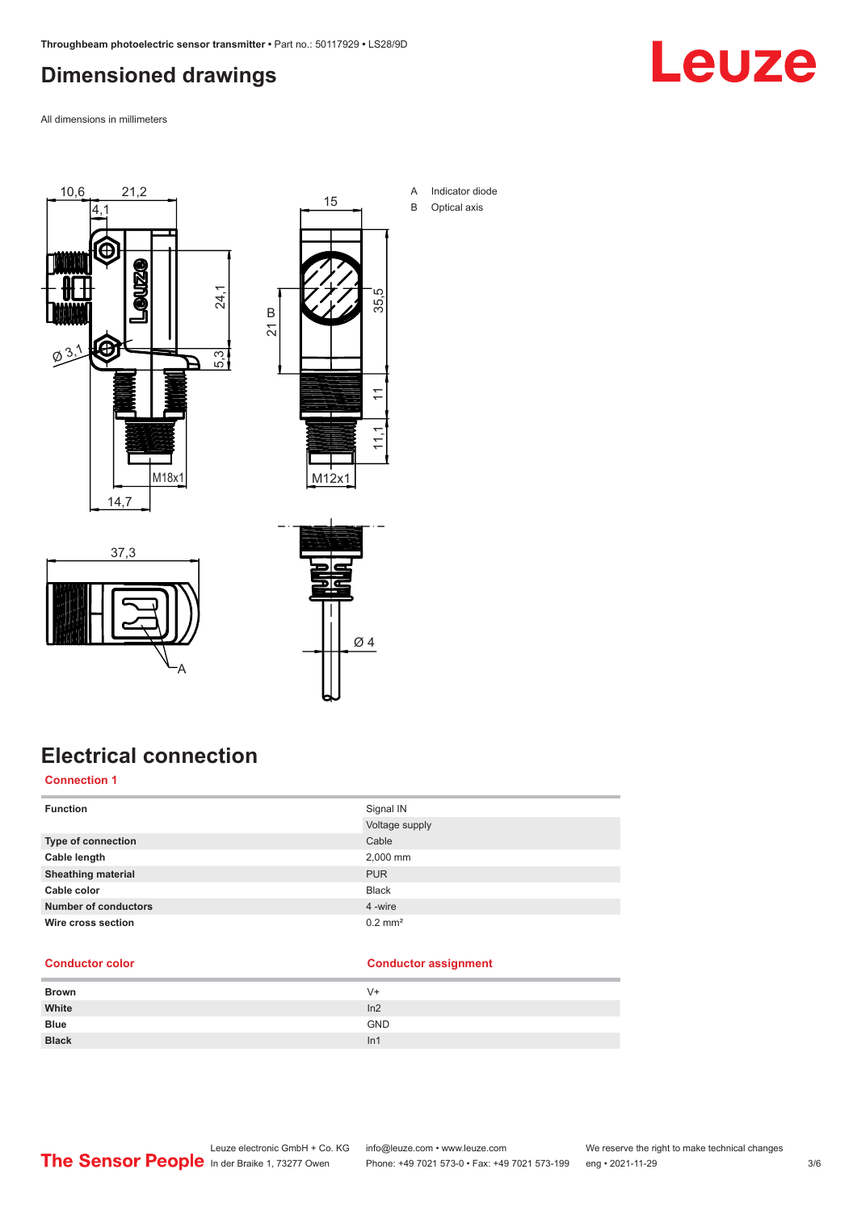## Dimensioned drawings

All dimensions in millimeters

A Indicator diode
B Optical axis

## Electrical connection

### Connection 1

| Function | Signal IN |
|---|---|
| | Voltage supply |
| Type of connection | Cable |
| Cable length | 2,000 mm |
| Sheathing material | PUR |
| Cable color | Black |
| Number of conductors | 4 -wire |
| Wire cross section | 0.2 mm² |

| Conductor color | Conductor assignment |
|---|---|
| Brown | V+ |
| White | In2 |
| Blue | GND |
| Black | In1 |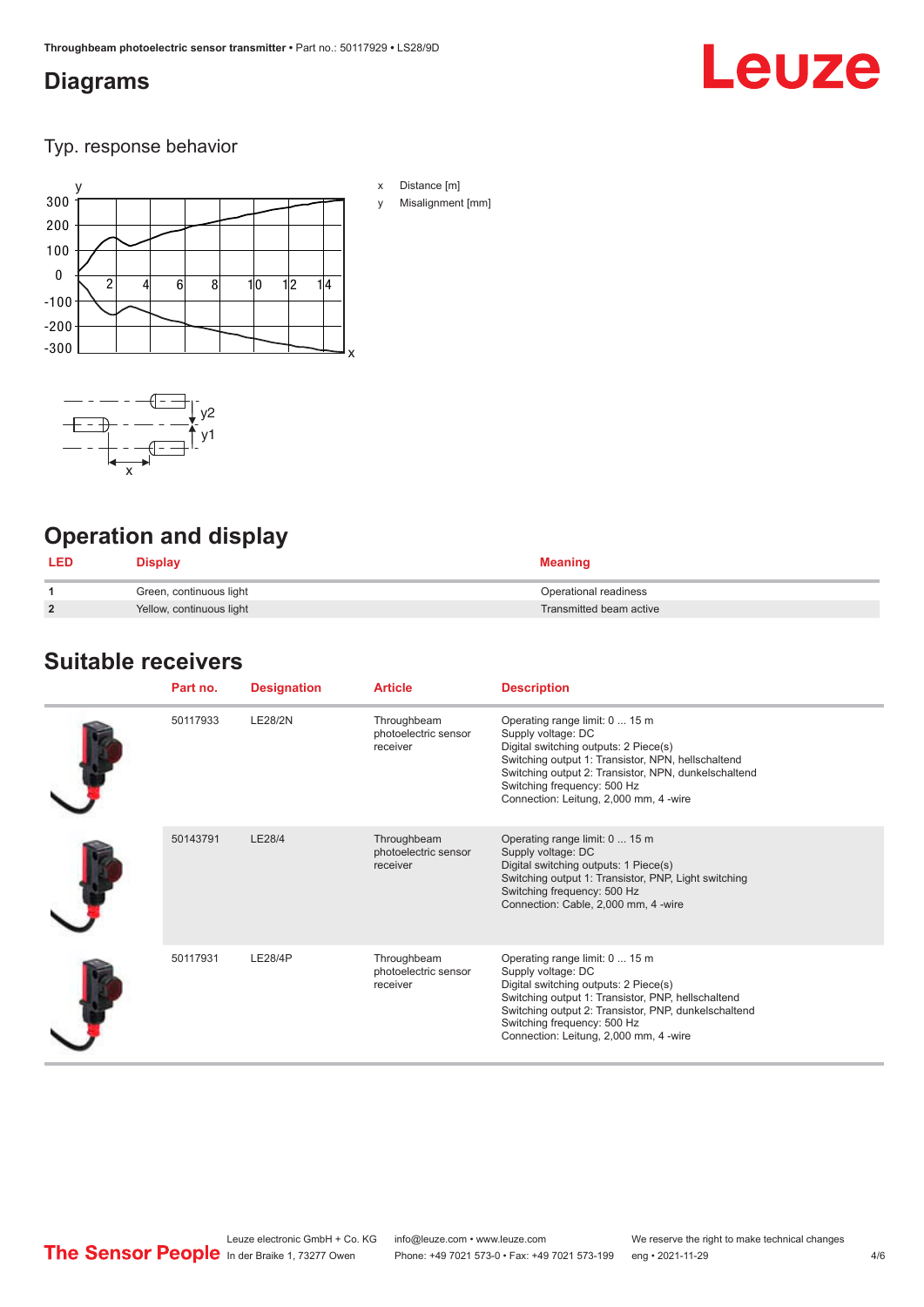## Diagrams

### Typ. response behavior

x Distance [m]

y Misalignment [mm]

## Operation and display

| LED | Display | Meaning |
|---|---|---|
| 1 | Green, continuous light | Operational readiness |
| 2 | Yellow, continuous light | Transmitted beam active |

## Suitable receivers

| Part no. | Designation | Article | Description |
|---|---|---|---|
| 50117933 | LE28/2N | Throughbeam photoelectric sensor receiver | Operating range limit: 0 ... 15 m<br>Supply voltage: DC<br>Digital switching outputs: 2 Piece(s)<br>Switching output 1: Transistor, NPN, hellschaltend<br>Switching output 2: Transistor, NPN, dunkelschaltend<br>Switching frequency: 500 Hz<br>Connection: Leitung, 2,000 mm, 4 -wire |
| 50143791 | LE28/4 | Throughbeam photoelectric sensor receiver | Operating range limit: 0 ... 15 m<br>Supply voltage: DC<br>Digital switching outputs: 1 Piece(s)<br>Switching output 1: Transistor, PNP, Light switching<br>Switching frequency: 500 Hz<br>Connection: Cable, 2,000 mm, 4 -wire |
| 50117931 | LE28/4P | Throughbeam photoelectric sensor receiver | Operating range limit: 0 ... 15 m<br>Supply voltage: DC<br>Digital switching outputs: 2 Piece(s)<br>Switching output 1: Transistor, PNP, hellschaltend<br>Switching output 2: Transistor, PNP, dunkelschaltend<br>Switching frequency: 500 Hz<br>Connection: Leitung, 2,000 mm, 4 -wire |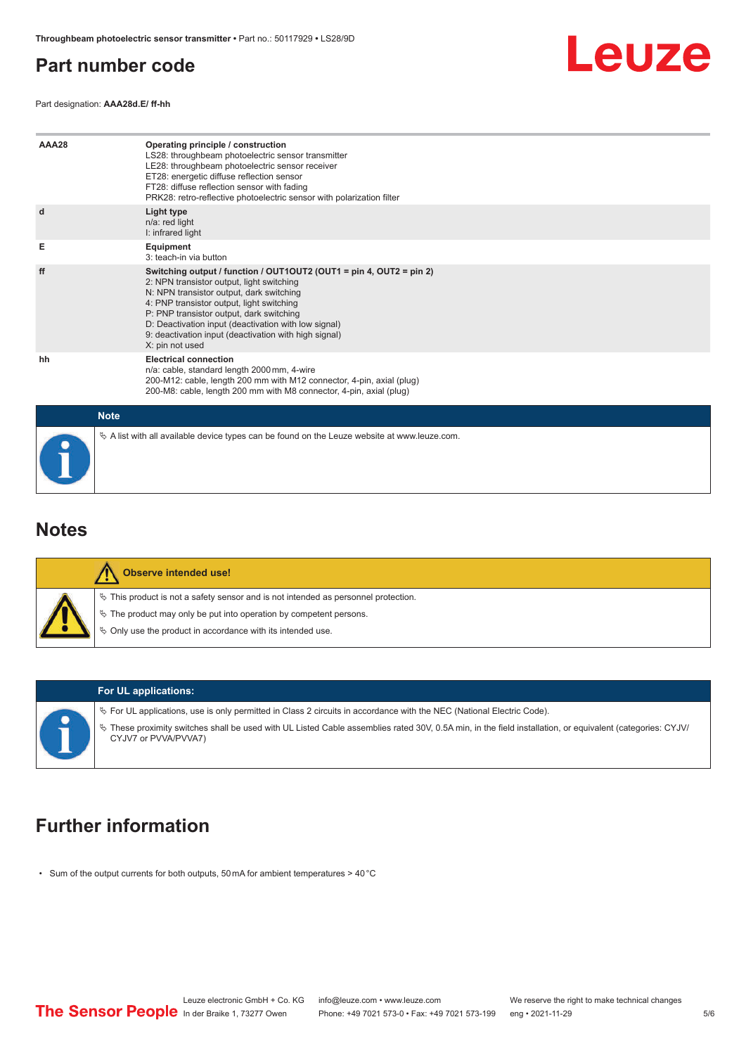## Part number code

Part designation: **AAA28d.E/ ff-hh**

| | |
|---|---|
| **AAA28** | **Operating principle / construction**<br>LS28: throughbeam photoelectric sensor transmitter<br>LE28: throughbeam photoelectric sensor receiver<br>ET28: energetic diffuse reflection sensor<br>FT28: diffuse reflection sensor with fading<br>PRK28: retro-reflective photoelectric sensor with polarization filter |
| **d** | **Light type**<br>n/a: red light<br>I: infrared light |
| **E** | **Equipment**<br>3: teach-in via button |
| **ff** | **Switching output / function / OUT1OUT2 (OUT1 = pin 4, OUT2 = pin 2)**<br>2: NPN transistor output, light switching<br>N: NPN transistor output, dark switching<br>4: PNP transistor output, light switching<br>P: PNP transistor output, dark switching<br>D: Deactivation input (deactivation with low signal)<br>9: deactivation input (deactivation with high signal)<br>X: pin not used |
| **hh** | **Electrical connection**<br>n/a: cable, standard length 2000 mm, 4-wire<br>200-M12: cable, length 200 mm with M12 connector, 4-pin, axial (plug)<br>200-M8: cable, length 200 mm with M8 connector, 4-pin, axial (plug) |

**Note**

- A list with all available device types can be found on the Leuze website at www.leuze.com.

## Notes

**Observe intended use!**

- This product is not a safety sensor and is not intended as personnel protection.
- The product may only be put into operation by competent persons.
- Only use the product in accordance with its intended use.

**For UL applications:**

- For UL applications, use is only permitted in Class 2 circuits in accordance with the NEC (National Electric Code).
- These proximity switches shall be used with UL Listed Cable assemblies rated 30V, 0.5A min, in the field installation, or equivalent (categories: CYJV/CYJV7 or PVVA/PVVA7)

## Further information

- Sum of the output currents for both outputs, 50 mA for ambient temperatures > 40 °C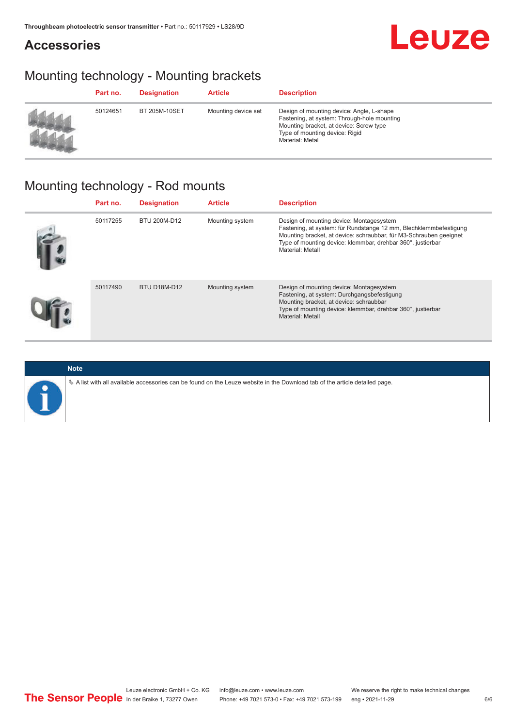## Accessories

### Mounting technology - Mounting brackets

| Part no. | Designation | Article | Description |
|---|---|---|---|
| 50124651 | BT 205M-10SET | Mounting device set | Design of mounting device: Angle, L-shape<br>Fastening, at system: Through-hole mounting<br>Mounting bracket, at device: Screw type<br>Type of mounting device: Rigid<br>Material: Metal |

### Mounting technology - Rod mounts

| Part no. | Designation | Article | Description |
|---|---|---|---|
| 50117255 | BTU 200M-D12 | Mounting system | Design of mounting device: Montagesystem<br>Fastening, at system: für Rundstange 12 mm, Blechklemmbefestigung<br>Mounting bracket, at device: schraubbar, für M3-Schrauben geeignet<br>Type of mounting device: klemmbar, drehbar 360°, justierbar<br>Material: Metall |
| 50117490 | BTU D18M-D12 | Mounting system | Design of mounting device: Montagesystem<br>Fastening, at system: Durchgangsbefestigung<br>Mounting bracket, at device: schraubbar<br>Type of mounting device: klemmbar, drehbar 360°, justierbar<br>Material: Metall |

**Note**

- A list with all available accessories can be found on the Leuze website in the Download tab of the article detailed page.